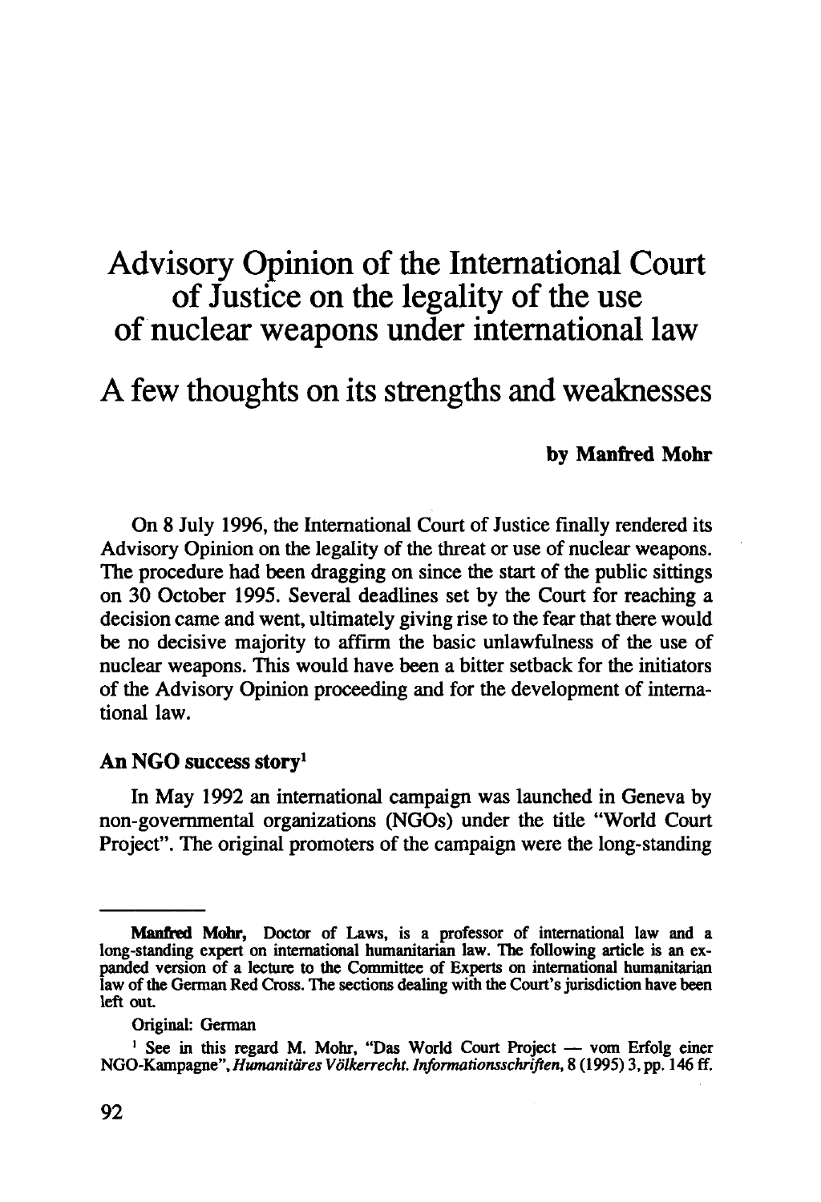# Advisory Opinion of the International Court of Justice on the legality of the use of nuclear weapons under international law

## A few thoughts on its strengths and weaknesses

**by Manfred Mohr**

On 8 July 1996, the International Court of Justice finally rendered its Advisory Opinion on the legality of the threat or use of nuclear weapons. The procedure had been dragging on since the start of the public sittings on 30 October 1995. Several deadlines set by the Court for reaching a decision came and went, ultimately giving rise to the fear that there would be no decisive majority to affirm the basic unlawfulness of the use of nuclear weapons. This would have been a bitter setback for the initiators of the Advisory Opinion proceeding and for the development of international law.

### An NGO success story[1]

In May 1992 an international campaign was launched in Geneva by non-governmental organizations (NGOs) under the title "World Court Project". The original promoters of the campaign were the long-standing

---

**Manfred Mohr,** Doctor of Laws, is a professor of international law and a long-standing expert on international humanitarian law. The following article is an expanded version of a lecture to the Committee of Experts on international humanitarian law of the German Red Cross. The sections dealing with the Court's jurisdiction have been left out.

Original: German

[1] See in this regard M. Mohr, "Das World Court Project — vom Erfolg einer NGO-Kampagne", *Humanitäres Völkerrecht. Informationsschriften*, 8 (1995) 3, pp. 146 ff.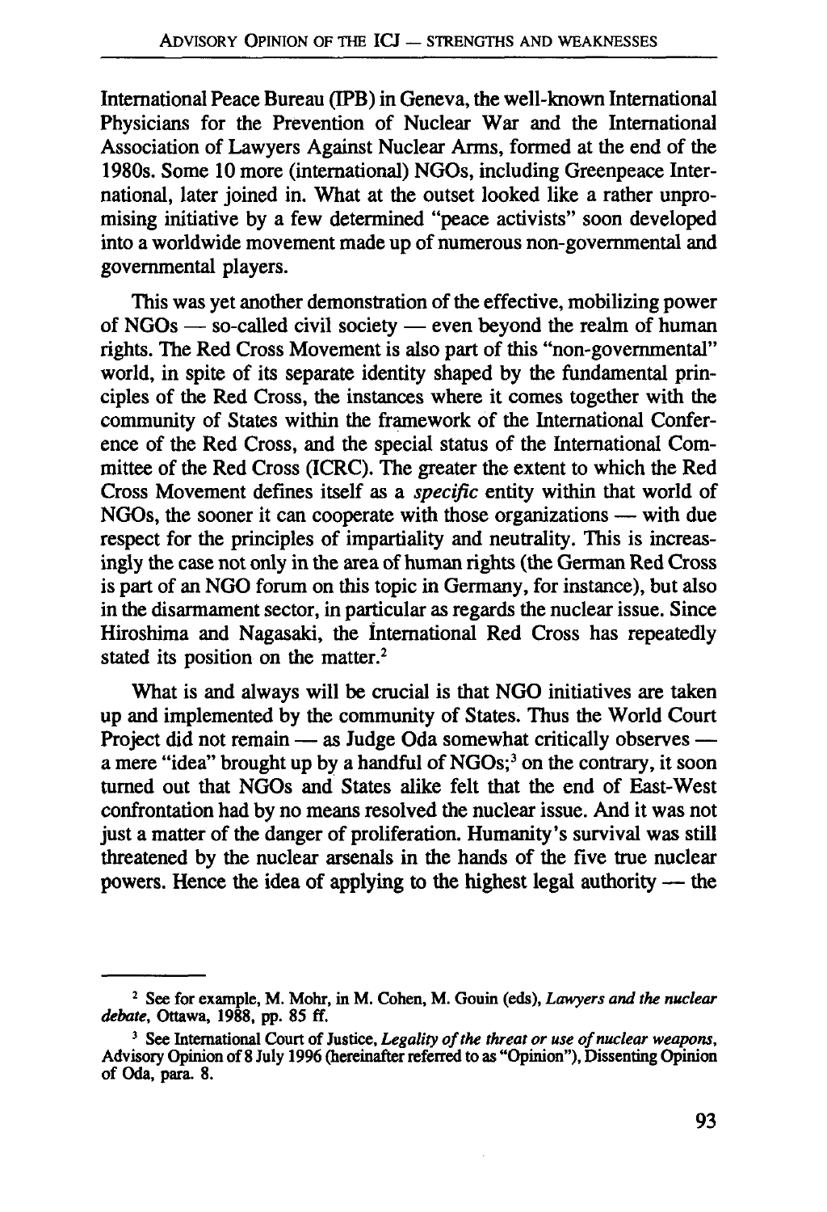International Peace Bureau (IPB) in Geneva, the well-known International Physicians for the Prevention of Nuclear War and the International Association of Lawyers Against Nuclear Arms, formed at the end of the 1980s. Some 10 more (international) NGOs, including Greenpeace International, later joined in. What at the outset looked like a rather unpromising initiative by a few determined "peace activists" soon developed into a worldwide movement made up of numerous non-governmental and governmental players.

This was yet another demonstration of the effective, mobilizing power of NGOs — so-called civil society — even beyond the realm of human rights. The Red Cross Movement is also part of this "non-governmental" world, in spite of its separate identity shaped by the fundamental principles of the Red Cross, the instances where it comes together with the community of States within the framework of the International Conference of the Red Cross, and the special status of the International Committee of the Red Cross (ICRC). The greater the extent to which the Red Cross Movement defines itself as a *specific* entity within that world of NGOs, the sooner it can cooperate with those organizations — with due respect for the principles of impartiality and neutrality. This is increasingly the case not only in the area of human rights (the German Red Cross is part of an NGO forum on this topic in Germany, for instance), but also in the disarmament sector, in particular as regards the nuclear issue. Since Hiroshima and Nagasaki, the International Red Cross has repeatedly stated its position on the matter.[2]

What is and always will be crucial is that NGO initiatives are taken up and implemented by the community of States. Thus the World Court Project did not remain — as Judge Oda somewhat critically observes — a mere "idea" brought up by a handful of NGOs;[3] on the contrary, it soon turned out that NGOs and States alike felt that the end of East-West confrontation had by no means resolved the nuclear issue. And it was not just a matter of the danger of proliferation. Humanity's survival was still threatened by the nuclear arsenals in the hands of the five true nuclear powers. Hence the idea of applying to the highest legal authority — the

---

[2] See for example, M. Mohr, in M. Cohen, M. Gouin (eds), *Lawyers and the nuclear debate*, Ottawa, 1988, pp. 85 ff.

[3] See International Court of Justice, *Legality of the threat or use of nuclear weapons*, Advisory Opinion of 8 July 1996 (hereinafter referred to as "Opinion"), Dissenting Opinion of Oda, para. 8.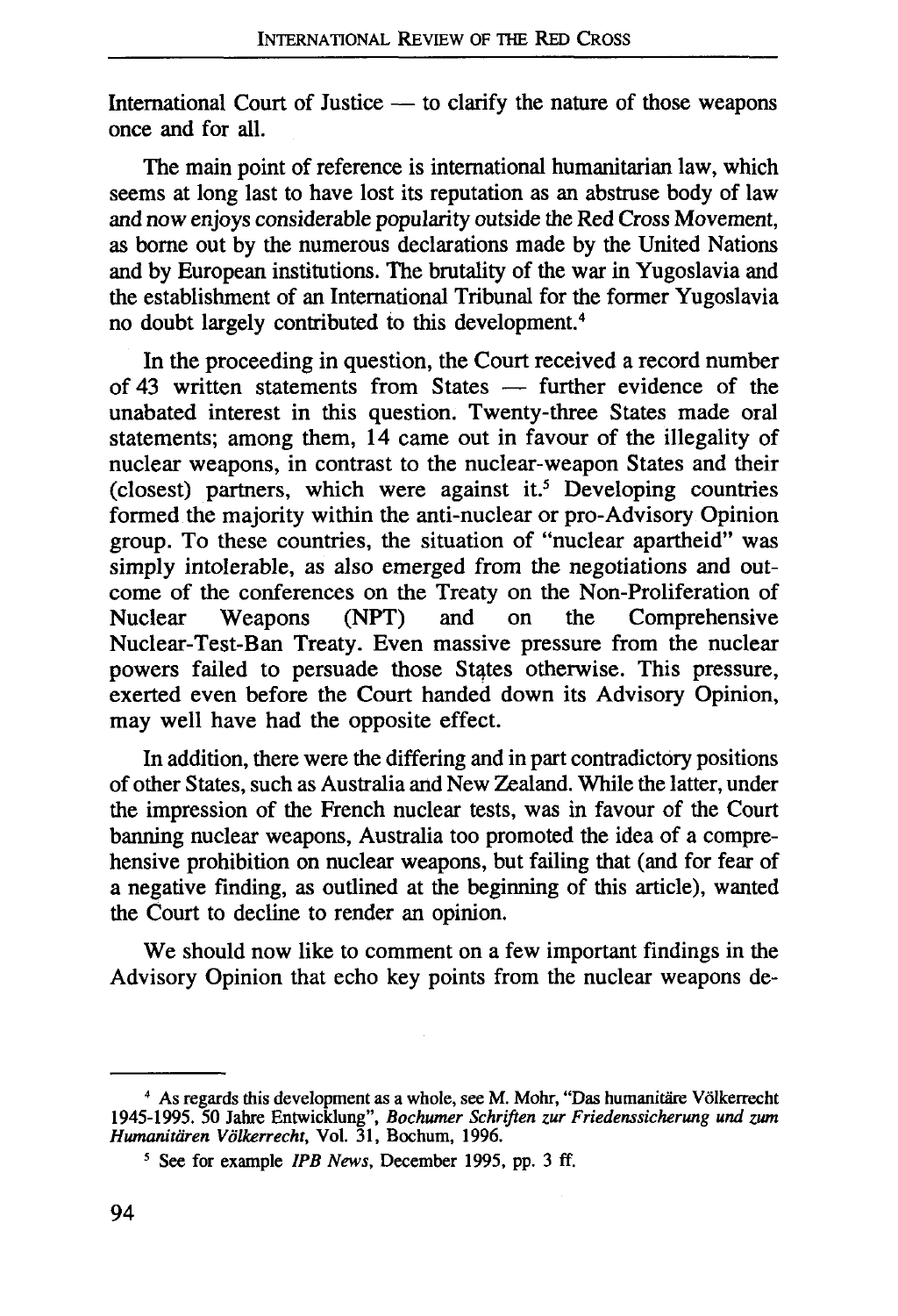International Court of Justice — to clarify the nature of those weapons once and for all.

The main point of reference is international humanitarian law, which seems at long last to have lost its reputation as an abstruse body of law and now enjoys considerable popularity outside the Red Cross Movement, as borne out by the numerous declarations made by the United Nations and by European institutions. The brutality of the war in Yugoslavia and the establishment of an International Tribunal for the former Yugoslavia no doubt largely contributed to this development.[4]

In the proceeding in question, the Court received a record number of 43 written statements from States — further evidence of the unabated interest in this question. Twenty-three States made oral statements; among them, 14 came out in favour of the illegality of nuclear weapons, in contrast to the nuclear-weapon States and their (closest) partners, which were against it.[5] Developing countries formed the majority within the anti-nuclear or pro-Advisory Opinion group. To these countries, the situation of "nuclear apartheid" was simply intolerable, as also emerged from the negotiations and outcome of the conferences on the Treaty on the Non-Proliferation of Nuclear Weapons (NPT) and on the Comprehensive Nuclear-Test-Ban Treaty. Even massive pressure from the nuclear powers failed to persuade those States otherwise. This pressure, exerted even before the Court handed down its Advisory Opinion, may well have had the opposite effect.

In addition, there were the differing and in part contradictory positions of other States, such as Australia and New Zealand. While the latter, under the impression of the French nuclear tests, was in favour of the Court banning nuclear weapons, Australia too promoted the idea of a comprehensive prohibition on nuclear weapons, but failing that (and for fear of a negative finding, as outlined at the beginning of this article), wanted the Court to decline to render an opinion.

We should now like to comment on a few important findings in the Advisory Opinion that echo key points from the nuclear weapons de-

---

[4] As regards this development as a whole, see M. Mohr, "Das humanitäre Völkerrecht 1945-1995. 50 Jahre Entwicklung", *Bochumer Schriften zur Friedenssicherung und zum Humanitären Völkerrecht*, Vol. 31, Bochum, 1996.

[5] See for example *IPB News*, December 1995, pp. 3 ff.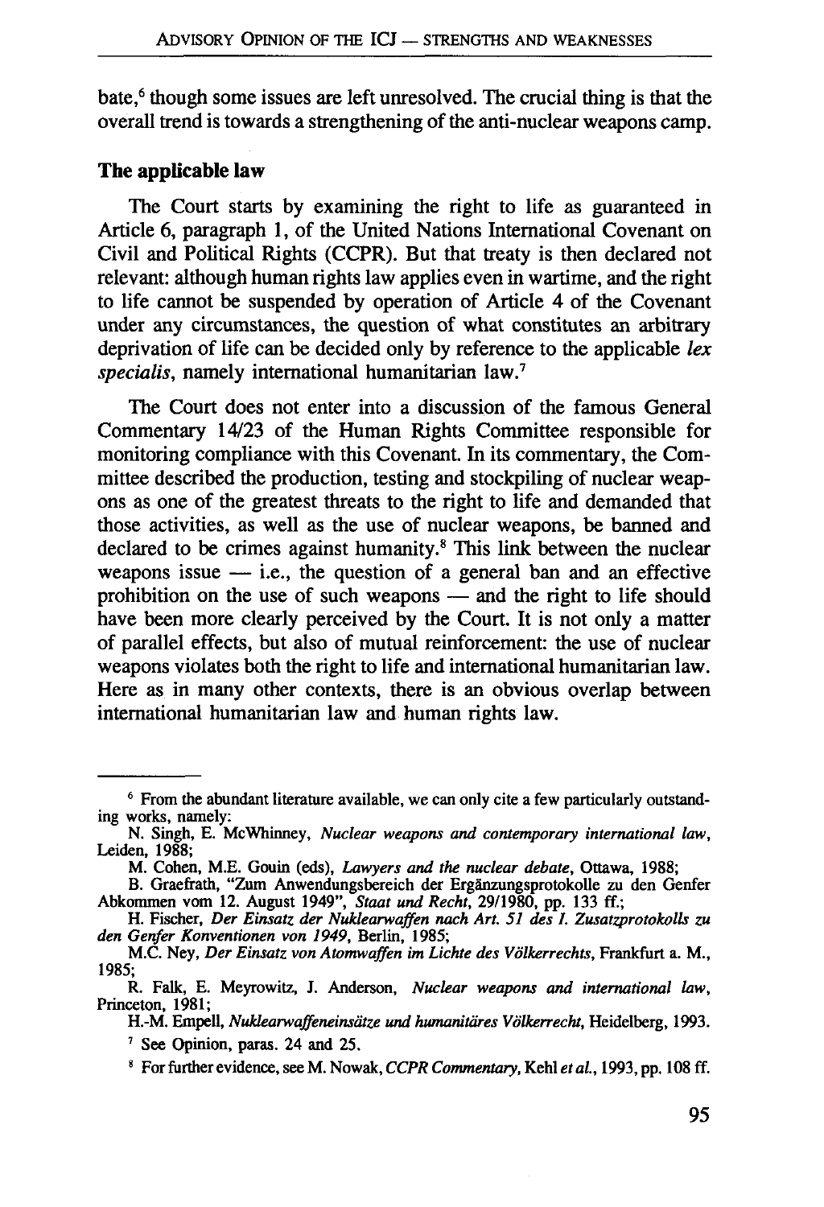bate,[6] though some issues are left unresolved. The crucial thing is that the overall trend is towards a strengthening of the anti-nuclear weapons camp.

## The applicable law

The Court starts by examining the right to life as guaranteed in Article 6, paragraph 1, of the United Nations International Covenant on Civil and Political Rights (CCPR). But that treaty is then declared not relevant: although human rights law applies even in wartime, and the right to life cannot be suspended by operation of Article 4 of the Covenant under any circumstances, the question of what constitutes an arbitrary deprivation of life can be decided only by reference to the applicable *lex specialis*, namely international humanitarian law.[7]

The Court does not enter into a discussion of the famous General Commentary 14/23 of the Human Rights Committee responsible for monitoring compliance with this Covenant. In its commentary, the Committee described the production, testing and stockpiling of nuclear weapons as one of the greatest threats to the right to life and demanded that those activities, as well as the use of nuclear weapons, be banned and declared to be crimes against humanity.[8] This link between the nuclear weapons issue — i.e., the question of a general ban and an effective prohibition on the use of such weapons — and the right to life should have been more clearly perceived by the Court. It is not only a matter of parallel effects, but also of mutual reinforcement: the use of nuclear weapons violates both the right to life and international humanitarian law. Here as in many other contexts, there is an obvious overlap between international humanitarian law and human rights law.

---

[6] From the abundant literature available, we can only cite a few particularly outstanding works, namely:

N. Singh, E. McWhinney, *Nuclear weapons and contemporary international law*, Leiden, 1988;

M. Cohen, M.E. Gouin (eds), *Lawyers and the nuclear debate*, Ottawa, 1988;

B. Graefrath, "Zum Anwendungsbereich der Ergänzungsprotokolle zu den Genfer Abkommen vom 12. August 1949", *Staat und Recht*, 29/1980, pp. 133 ff.;

H. Fischer, *Der Einsatz der Nuklearwaffen nach Art. 51 des I. Zusatzprotokolls zu den Genfer Konventionen von 1949*, Berlin, 1985;

M.C. Ney, *Der Einsatz von Atomwaffen im Lichte des Völkerrechts*, Frankfurt a. M., 1985;

R. Falk, E. Meyrowitz, J. Anderson, *Nuclear weapons and international law*, Princeton, 1981;

H.-M. Empell, *Nuklearwaffeneinsätze und humanitäres Völkerrecht*, Heidelberg, 1993.

[7] See Opinion, paras. 24 and 25.

[8] For further evidence, see M. Nowak, *CCPR Commentary*, Kehl *et al.*, 1993, pp. 108 ff.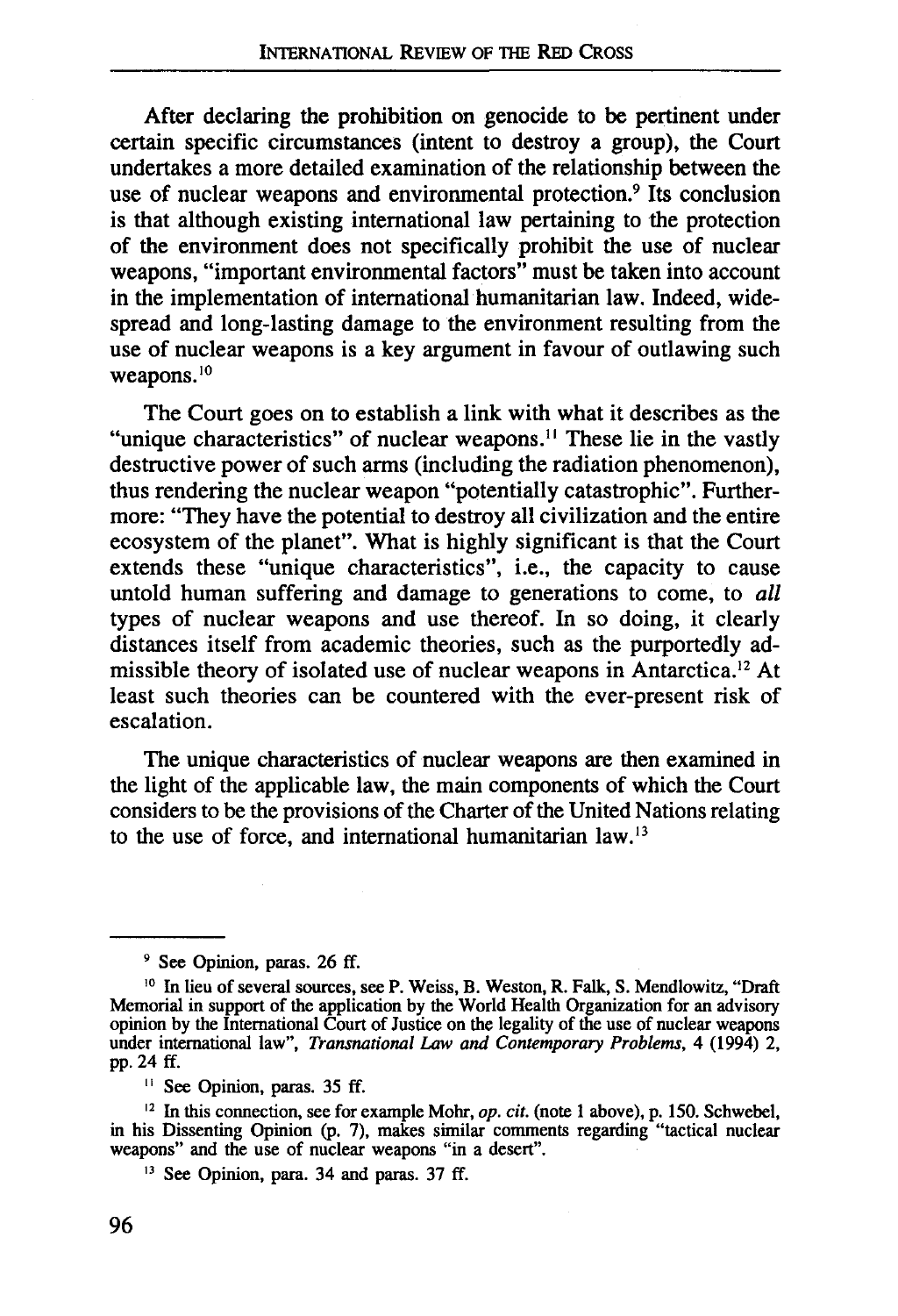After declaring the prohibition on genocide to be pertinent under certain specific circumstances (intent to destroy a group), the Court undertakes a more detailed examination of the relationship between the use of nuclear weapons and environmental protection.[9] Its conclusion is that although existing international law pertaining to the protection of the environment does not specifically prohibit the use of nuclear weapons, "important environmental factors" must be taken into account in the implementation of international humanitarian law. Indeed, widespread and long-lasting damage to the environment resulting from the use of nuclear weapons is a key argument in favour of outlawing such weapons.[10]

The Court goes on to establish a link with what it describes as the "unique characteristics" of nuclear weapons.[11] These lie in the vastly destructive power of such arms (including the radiation phenomenon), thus rendering the nuclear weapon "potentially catastrophic". Furthermore: "They have the potential to destroy all civilization and the entire ecosystem of the planet". What is highly significant is that the Court extends these "unique characteristics", i.e., the capacity to cause untold human suffering and damage to generations to come, to *all* types of nuclear weapons and use thereof. In so doing, it clearly distances itself from academic theories, such as the purportedly admissible theory of isolated use of nuclear weapons in Antarctica.[12] At least such theories can be countered with the ever-present risk of escalation.

The unique characteristics of nuclear weapons are then examined in the light of the applicable law, the main components of which the Court considers to be the provisions of the Charter of the United Nations relating to the use of force, and international humanitarian law.[13]

---

[9] See Opinion, paras. 26 ff.

[10] In lieu of several sources, see P. Weiss, B. Weston, R. Falk, S. Mendlowitz, "Draft Memorial in support of the application by the World Health Organization for an advisory opinion by the International Court of Justice on the legality of the use of nuclear weapons under international law", *Transnational Law and Contemporary Problems*, 4 (1994) 2, pp. 24 ff.

[11] See Opinion, paras. 35 ff.

[12] In this connection, see for example Mohr, *op. cit.* (note 1 above), p. 150. Schwebel, in his Dissenting Opinion (p. 7), makes similar comments regarding "tactical nuclear weapons" and the use of nuclear weapons "in a desert".

[13] See Opinion, para. 34 and paras. 37 ff.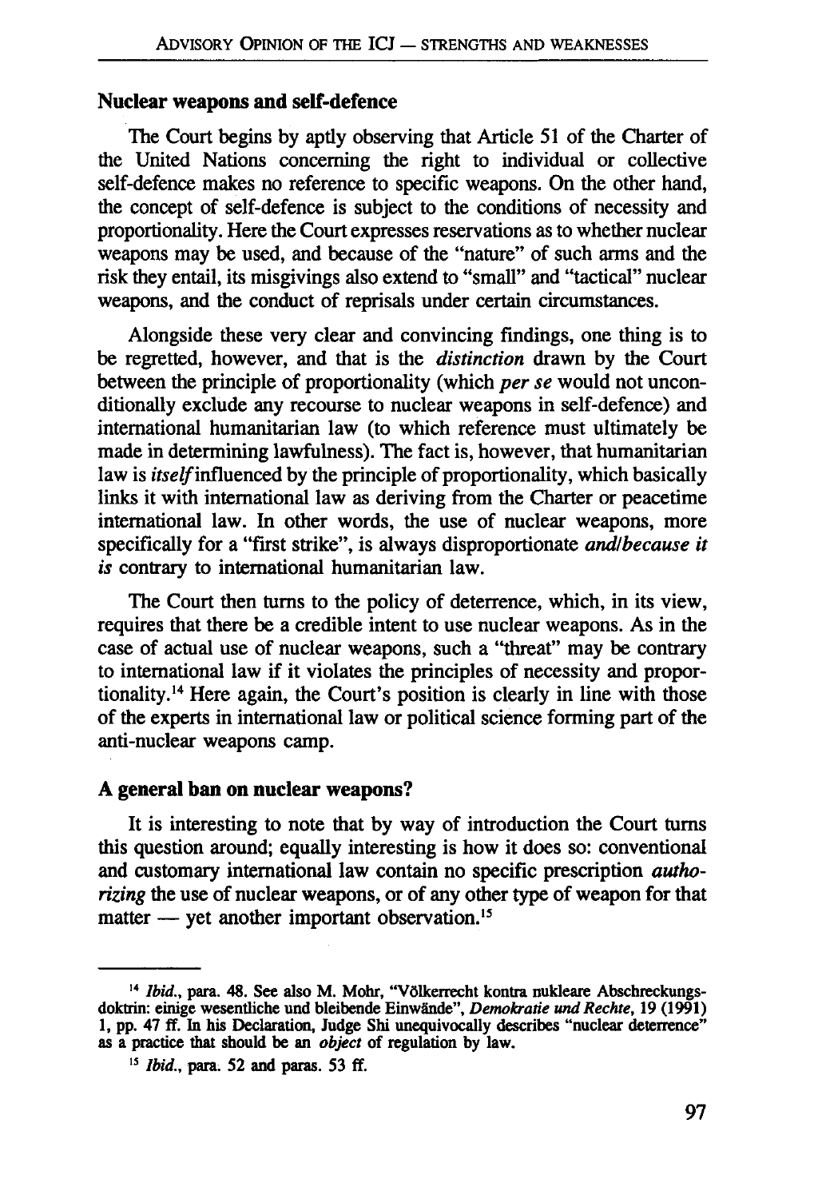### Nuclear weapons and self-defence

The Court begins by aptly observing that Article 51 of the Charter of the United Nations concerning the right to individual or collective self-defence makes no reference to specific weapons. On the other hand, the concept of self-defence is subject to the conditions of necessity and proportionality. Here the Court expresses reservations as to whether nuclear weapons may be used, and because of the "nature" of such arms and the risk they entail, its misgivings also extend to "small" and "tactical" nuclear weapons, and the conduct of reprisals under certain circumstances.

Alongside these very clear and convincing findings, one thing is to be regretted, however, and that is the *distinction* drawn by the Court between the principle of proportionality (which *per se* would not unconditionally exclude any recourse to nuclear weapons in self-defence) and international humanitarian law (to which reference must ultimately be made in determining lawfulness). The fact is, however, that humanitarian law is *itself* influenced by the principle of proportionality, which basically links it with international law as deriving from the Charter or peacetime international law. In other words, the use of nuclear weapons, more specifically for a "first strike", is always disproportionate *and/because it is* contrary to international humanitarian law.

The Court then turns to the policy of deterrence, which, in its view, requires that there be a credible intent to use nuclear weapons. As in the case of actual use of nuclear weapons, such a "threat" may be contrary to international law if it violates the principles of necessity and proportionality.[14] Here again, the Court's position is clearly in line with those of the experts in international law or political science forming part of the anti-nuclear weapons camp.

### A general ban on nuclear weapons?

It is interesting to note that by way of introduction the Court turns this question around; equally interesting is how it does so: conventional and customary international law contain no specific prescription *authorizing* the use of nuclear weapons, or of any other type of weapon for that matter — yet another important observation.[15]

---

[14] *Ibid.*, para. 48. See also M. Mohr, "Völkerrecht kontra nukleare Abschreckungsdoktrin: einige wesentliche und bleibende Einwände", *Demokratie und Rechte*, 19 (1991) 1, pp. 47 ff. In his Declaration, Judge Shi unequivocally describes "nuclear deterrence" as a practice that should be an *object* of regulation by law.

[15] *Ibid.*, para. 52 and paras. 53 ff.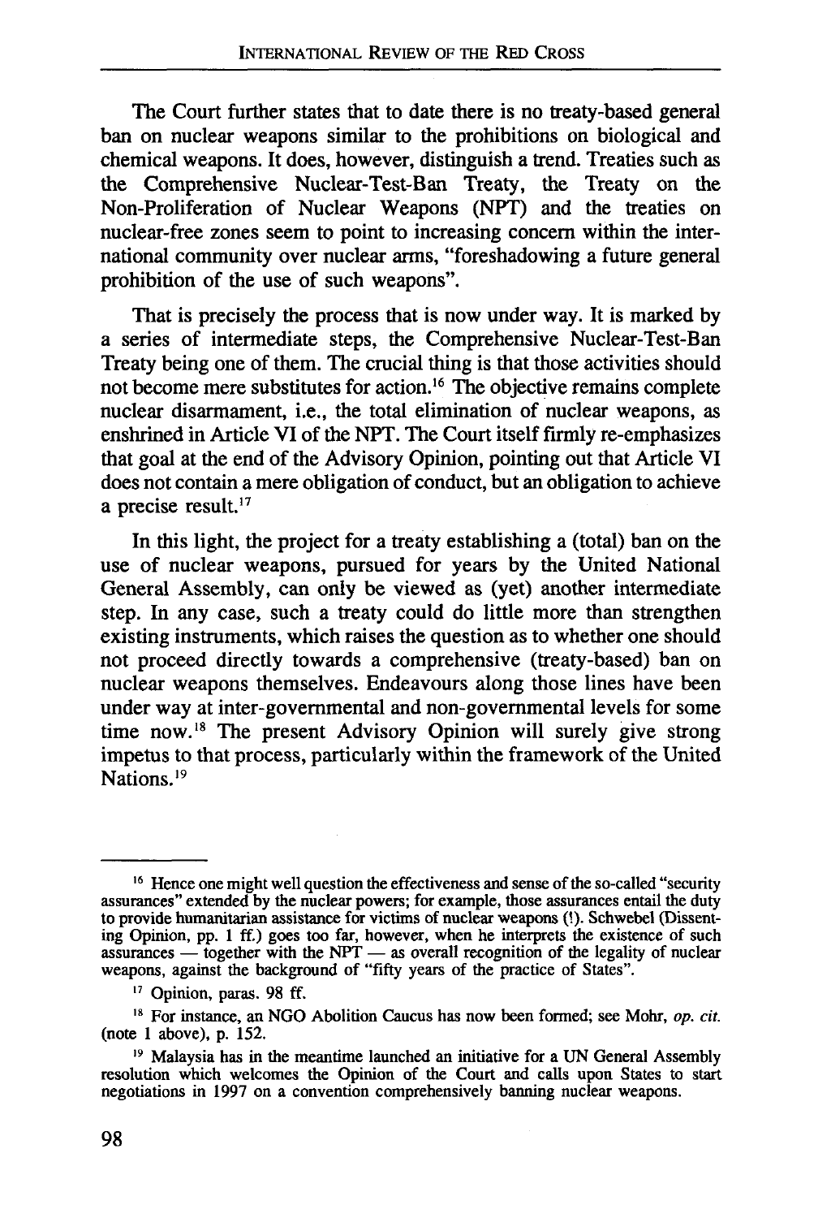The Court further states that to date there is no treaty-based general ban on nuclear weapons similar to the prohibitions on biological and chemical weapons. It does, however, distinguish a trend. Treaties such as the Comprehensive Nuclear-Test-Ban Treaty, the Treaty on the Non-Proliferation of Nuclear Weapons (NPT) and the treaties on nuclear-free zones seem to point to increasing concern within the international community over nuclear arms, "foreshadowing a future general prohibition of the use of such weapons".

That is precisely the process that is now under way. It is marked by a series of intermediate steps, the Comprehensive Nuclear-Test-Ban Treaty being one of them. The crucial thing is that those activities should not become mere substitutes for action.[16] The objective remains complete nuclear disarmament, i.e., the total elimination of nuclear weapons, as enshrined in Article VI of the NPT. The Court itself firmly re-emphasizes that goal at the end of the Advisory Opinion, pointing out that Article VI does not contain a mere obligation of conduct, but an obligation to achieve a precise result.[17]

In this light, the project for a treaty establishing a (total) ban on the use of nuclear weapons, pursued for years by the United National General Assembly, can only be viewed as (yet) another intermediate step. In any case, such a treaty could do little more than strengthen existing instruments, which raises the question as to whether one should not proceed directly towards a comprehensive (treaty-based) ban on nuclear weapons themselves. Endeavours along those lines have been under way at inter-governmental and non-governmental levels for some time now.[18] The present Advisory Opinion will surely give strong impetus to that process, particularly within the framework of the United Nations.[19]

---

[16] Hence one might well question the effectiveness and sense of the so-called "security assurances" extended by the nuclear powers; for example, those assurances entail the duty to provide humanitarian assistance for victims of nuclear weapons (!). Schwebel (Dissenting Opinion, pp. 1 ff.) goes too far, however, when he interprets the existence of such assurances — together with the NPT — as overall recognition of the legality of nuclear weapons, against the background of "fifty years of the practice of States".

[17] Opinion, paras. 98 ff.

[18] For instance, an NGO Abolition Caucus has now been formed; see Mohr, *op. cit.* (note 1 above), p. 152.

[19] Malaysia has in the meantime launched an initiative for a UN General Assembly resolution which welcomes the Opinion of the Court and calls upon States to start negotiations in 1997 on a convention comprehensively banning nuclear weapons.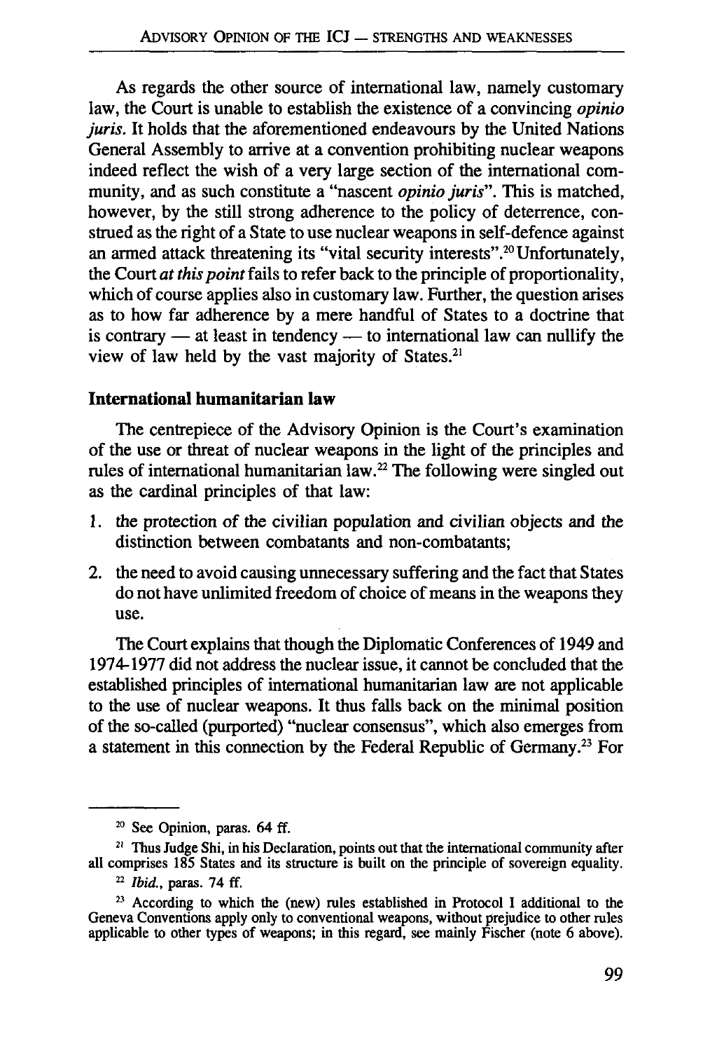As regards the other source of international law, namely customary law, the Court is unable to establish the existence of a convincing *opinio juris*. It holds that the aforementioned endeavours by the United Nations General Assembly to arrive at a convention prohibiting nuclear weapons indeed reflect the wish of a very large section of the international community, and as such constitute a "nascent *opinio juris*". This is matched, however, by the still strong adherence to the policy of deterrence, construed as the right of a State to use nuclear weapons in self-defence against an armed attack threatening its "vital security interests".[20] Unfortunately, the Court *at this point* fails to refer back to the principle of proportionality, which of course applies also in customary law. Further, the question arises as to how far adherence by a mere handful of States to a doctrine that is contrary — at least in tendency — to international law can nullify the view of law held by the vast majority of States.[21]

## International humanitarian law

The centrepiece of the Advisory Opinion is the Court's examination of the use or threat of nuclear weapons in the light of the principles and rules of international humanitarian law.[22] The following were singled out as the cardinal principles of that law:

1. the protection of the civilian population and civilian objects and the distinction between combatants and non-combatants;
2. the need to avoid causing unnecessary suffering and the fact that States do not have unlimited freedom of choice of means in the weapons they use.

The Court explains that though the Diplomatic Conferences of 1949 and 1974-1977 did not address the nuclear issue, it cannot be concluded that the established principles of international humanitarian law are not applicable to the use of nuclear weapons. It thus falls back on the minimal position of the so-called (purported) "nuclear consensus", which also emerges from a statement in this connection by the Federal Republic of Germany.[23] For

---

[20] See Opinion, paras. 64 ff.

[21] Thus Judge Shi, in his Declaration, points out that the international community after all comprises 185 States and its structure is built on the principle of sovereign equality.

[22] *Ibid.*, paras. 74 ff.

[23] According to which the (new) rules established in Protocol I additional to the Geneva Conventions apply only to conventional weapons, without prejudice to other rules applicable to other types of weapons; in this regard, see mainly Fischer (note 6 above).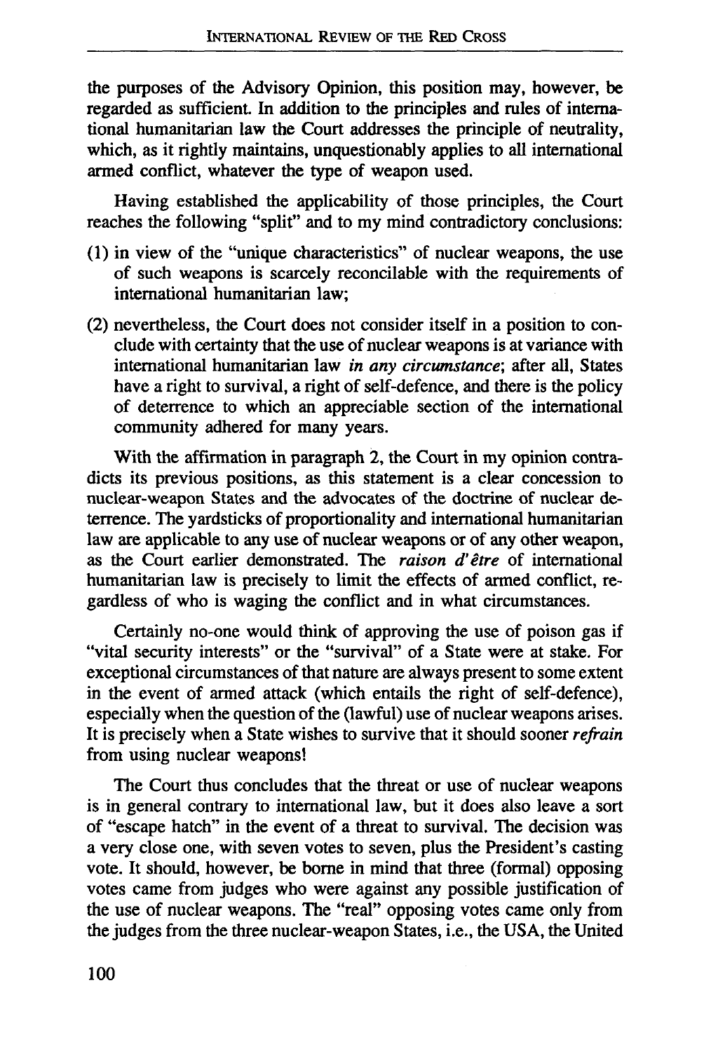the purposes of the Advisory Opinion, this position may, however, be regarded as sufficient. In addition to the principles and rules of international humanitarian law the Court addresses the principle of neutrality, which, as it rightly maintains, unquestionably applies to all international armed conflict, whatever the type of weapon used.

Having established the applicability of those principles, the Court reaches the following "split" and to my mind contradictory conclusions:

(1) in view of the "unique characteristics" of nuclear weapons, the use of such weapons is scarcely reconcilable with the requirements of international humanitarian law;

(2) nevertheless, the Court does not consider itself in a position to conclude with certainty that the use of nuclear weapons is at variance with international humanitarian law *in any circumstance*; after all, States have a right to survival, a right of self-defence, and there is the policy of deterrence to which an appreciable section of the international community adhered for many years.

With the affirmation in paragraph 2, the Court in my opinion contradicts its previous positions, as this statement is a clear concession to nuclear-weapon States and the advocates of the doctrine of nuclear deterrence. The yardsticks of proportionality and international humanitarian law are applicable to any use of nuclear weapons or of any other weapon, as the Court earlier demonstrated. The *raison d'être* of international humanitarian law is precisely to limit the effects of armed conflict, regardless of who is waging the conflict and in what circumstances.

Certainly no-one would think of approving the use of poison gas if "vital security interests" or the "survival" of a State were at stake. For exceptional circumstances of that nature are always present to some extent in the event of armed attack (which entails the right of self-defence), especially when the question of the (lawful) use of nuclear weapons arises. It is precisely when a State wishes to survive that it should sooner *refrain* from using nuclear weapons!

The Court thus concludes that the threat or use of nuclear weapons is in general contrary to international law, but it does also leave a sort of "escape hatch" in the event of a threat to survival. The decision was a very close one, with seven votes to seven, plus the President's casting vote. It should, however, be borne in mind that three (formal) opposing votes came from judges who were against any possible justification of the use of nuclear weapons. The "real" opposing votes came only from the judges from the three nuclear-weapon States, i.e., the USA, the United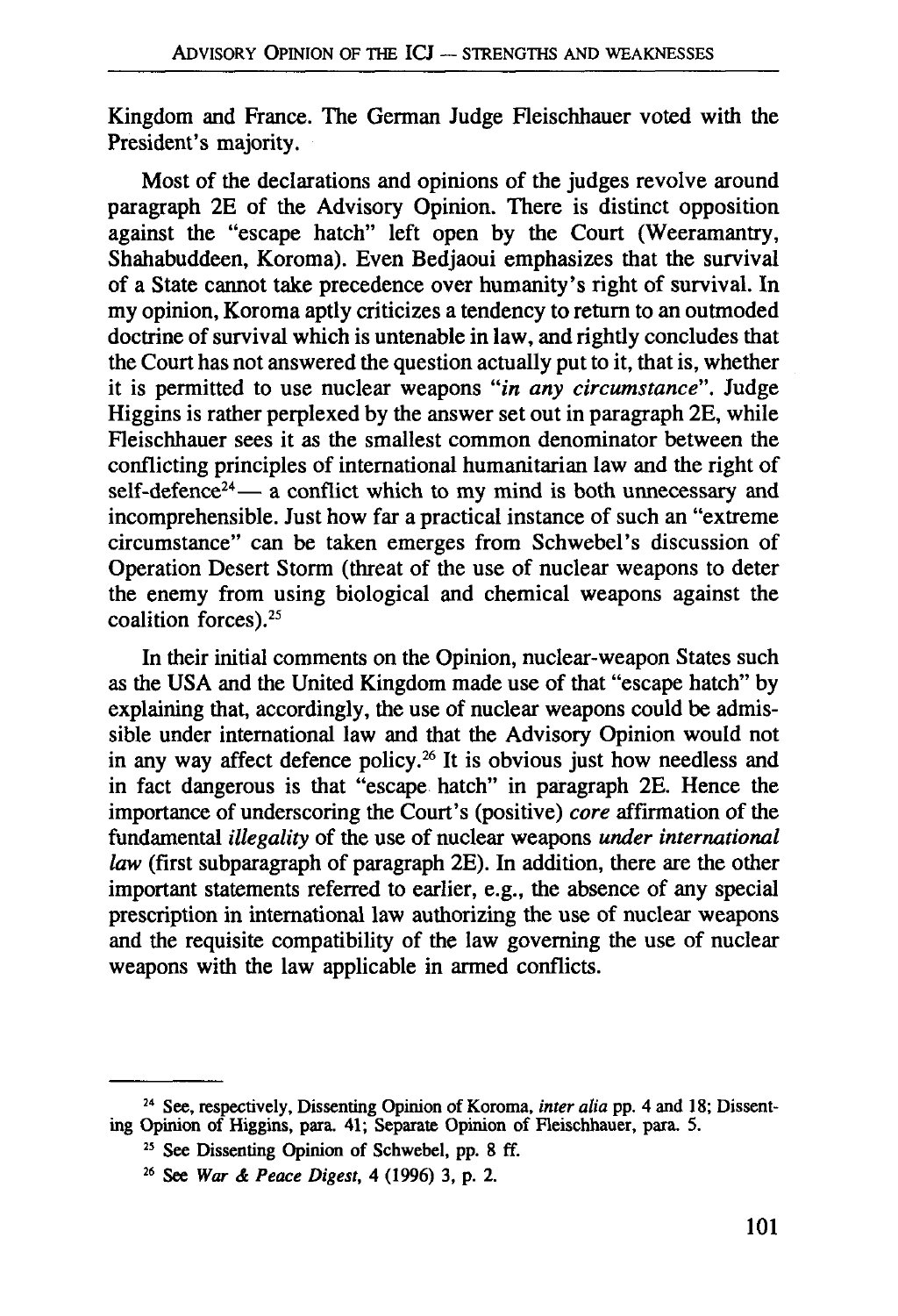Kingdom and France. The German Judge Fleischhauer voted with the President's majority.

Most of the declarations and opinions of the judges revolve around paragraph 2E of the Advisory Opinion. There is distinct opposition against the "escape hatch" left open by the Court (Weeramantry, Shahabuddeen, Koroma). Even Bedjaoui emphasizes that the survival of a State cannot take precedence over humanity's right of survival. In my opinion, Koroma aptly criticizes a tendency to return to an outmoded doctrine of survival which is untenable in law, and rightly concludes that the Court has not answered the question actually put to it, that is, whether it is permitted to use nuclear weapons "*in any circumstance*". Judge Higgins is rather perplexed by the answer set out in paragraph 2E, while Fleischhauer sees it as the smallest common denominator between the conflicting principles of international humanitarian law and the right of self-defence[24]— a conflict which to my mind is both unnecessary and incomprehensible. Just how far a practical instance of such an "extreme circumstance" can be taken emerges from Schwebel's discussion of Operation Desert Storm (threat of the use of nuclear weapons to deter the enemy from using biological and chemical weapons against the coalition forces).[25]

In their initial comments on the Opinion, nuclear-weapon States such as the USA and the United Kingdom made use of that "escape hatch" by explaining that, accordingly, the use of nuclear weapons could be admissible under international law and that the Advisory Opinion would not in any way affect defence policy.[26] It is obvious just how needless and in fact dangerous is that "escape hatch" in paragraph 2E. Hence the importance of underscoring the Court's (positive) *core* affirmation of the fundamental *illegality* of the use of nuclear weapons *under international law* (first subparagraph of paragraph 2E). In addition, there are the other important statements referred to earlier, e.g., the absence of any special prescription in international law authorizing the use of nuclear weapons and the requisite compatibility of the law governing the use of nuclear weapons with the law applicable in armed conflicts.

---

[24] See, respectively, Dissenting Opinion of Koroma, *inter alia* pp. 4 and 18; Dissenting Opinion of Higgins, para. 41; Separate Opinion of Fleischhauer, para. 5.

[25] See Dissenting Opinion of Schwebel, pp. 8 ff.

[26] See *War & Peace Digest*, 4 (1996) 3, p. 2.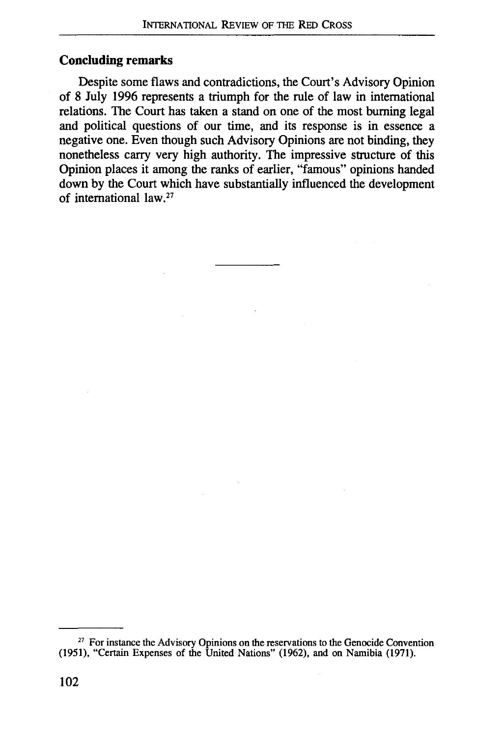## Concluding remarks

Despite some flaws and contradictions, the Court's Advisory Opinion of 8 July 1996 represents a triumph for the rule of law in international relations. The Court has taken a stand on one of the most burning legal and political questions of our time, and its response is in essence a negative one. Even though such Advisory Opinions are not binding, they nonetheless carry very high authority. The impressive structure of this Opinion places it among the ranks of earlier, "famous" opinions handed down by the Court which have substantially influenced the development of international law.[27]

---

[27] For instance the Advisory Opinions on the reservations to the Genocide Convention (1951), "Certain Expenses of the United Nations" (1962), and on Namibia (1971).